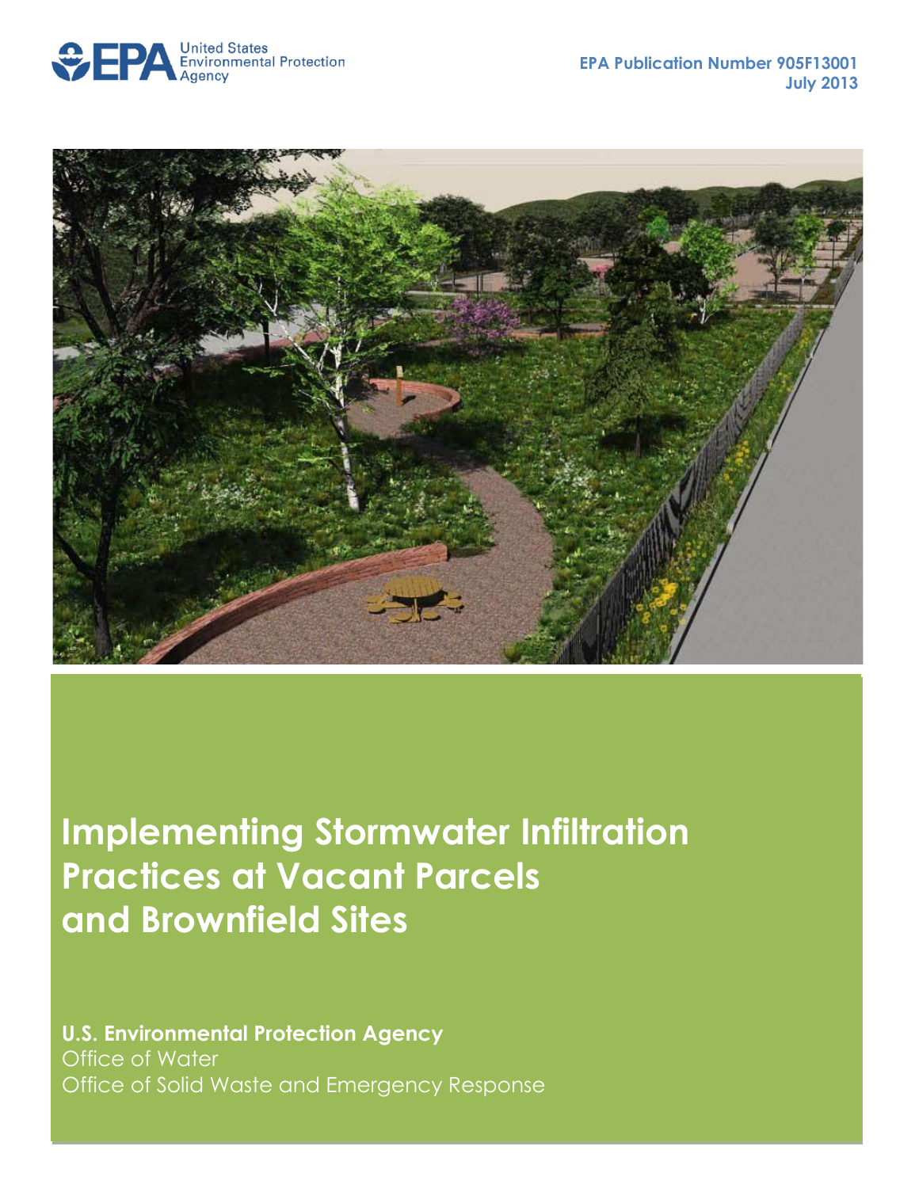United States Environmental Protection Agency

**EPA Publication Number 905F13001**
**July 2013**

# Implementing Stormwater Infiltration Practices at Vacant Parcels and Brownfield Sites

**U.S. Environmental Protection Agency**
Office of Water
Office of Solid Waste and Emergency Response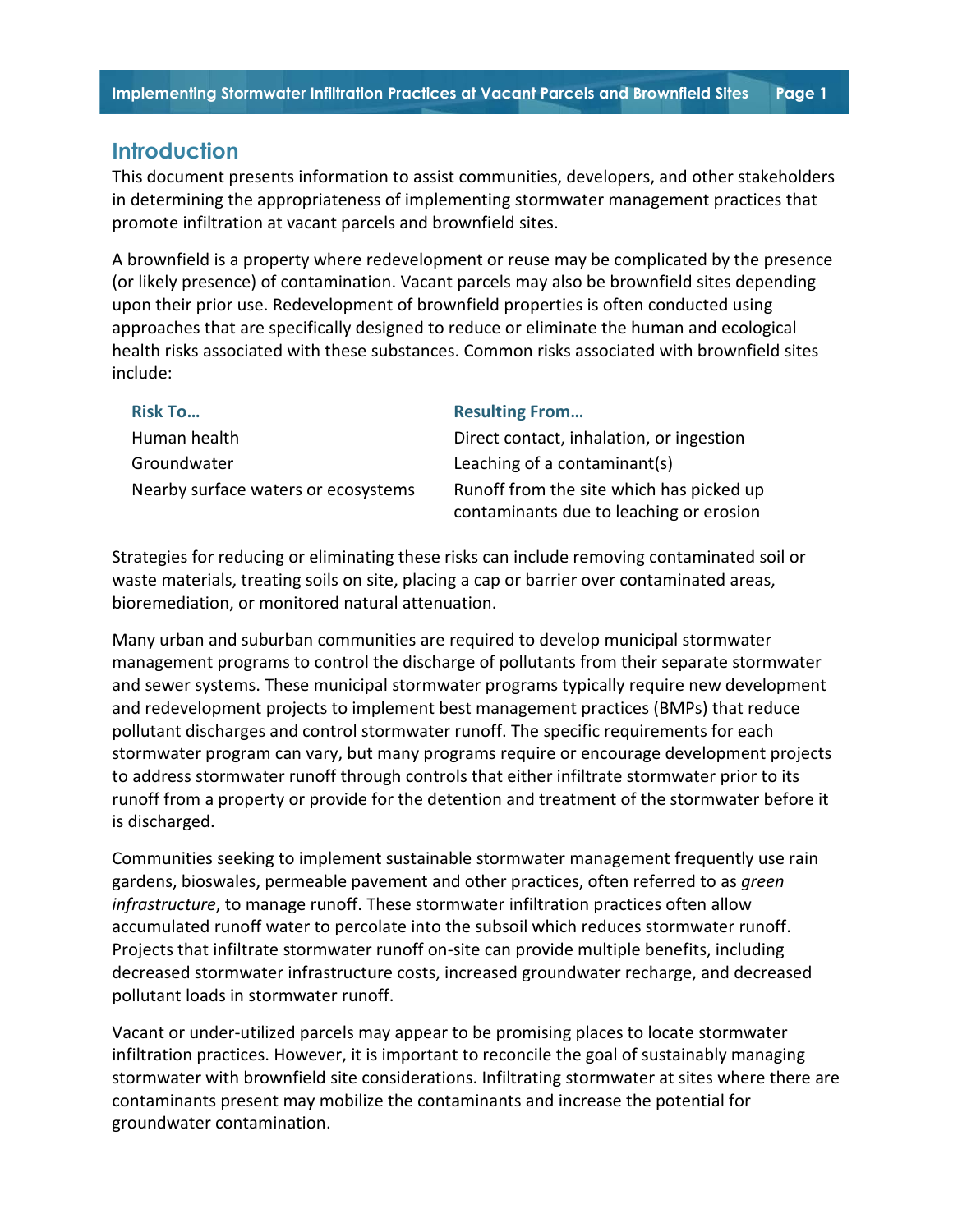## Introduction

This document presents information to assist communities, developers, and other stakeholders in determining the appropriateness of implementing stormwater management practices that promote infiltration at vacant parcels and brownfield sites.

A brownfield is a property where redevelopment or reuse may be complicated by the presence (or likely presence) of contamination. Vacant parcels may also be brownfield sites depending upon their prior use. Redevelopment of brownfield properties is often conducted using approaches that are specifically designed to reduce or eliminate the human and ecological health risks associated with these substances. Common risks associated with brownfield sites include:

| Risk To… | Resulting From… |
|---|---|
| Human health | Direct contact, inhalation, or ingestion |
| Groundwater | Leaching of a contaminant(s) |
| Nearby surface waters or ecosystems | Runoff from the site which has picked up contaminants due to leaching or erosion |

Strategies for reducing or eliminating these risks can include removing contaminated soil or waste materials, treating soils on site, placing a cap or barrier over contaminated areas, bioremediation, or monitored natural attenuation.

Many urban and suburban communities are required to develop municipal stormwater management programs to control the discharge of pollutants from their separate stormwater and sewer systems. These municipal stormwater programs typically require new development and redevelopment projects to implement best management practices (BMPs) that reduce pollutant discharges and control stormwater runoff. The specific requirements for each stormwater program can vary, but many programs require or encourage development projects to address stormwater runoff through controls that either infiltrate stormwater prior to its runoff from a property or provide for the detention and treatment of the stormwater before it is discharged.

Communities seeking to implement sustainable stormwater management frequently use rain gardens, bioswales, permeable pavement and other practices, often referred to as *green infrastructure*, to manage runoff. These stormwater infiltration practices often allow accumulated runoff water to percolate into the subsoil which reduces stormwater runoff. Projects that infiltrate stormwater runoff on-site can provide multiple benefits, including decreased stormwater infrastructure costs, increased groundwater recharge, and decreased pollutant loads in stormwater runoff.

Vacant or under-utilized parcels may appear to be promising places to locate stormwater infiltration practices. However, it is important to reconcile the goal of sustainably managing stormwater with brownfield site considerations. Infiltrating stormwater at sites where there are contaminants present may mobilize the contaminants and increase the potential for groundwater contamination.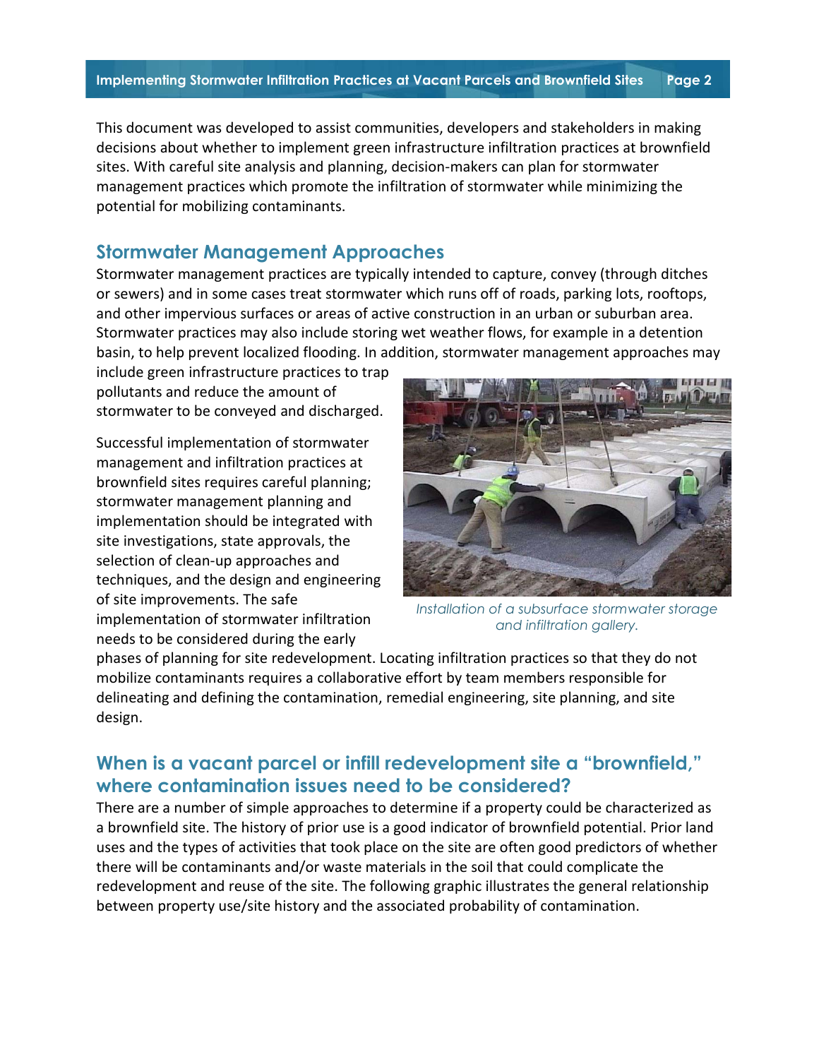This document was developed to assist communities, developers and stakeholders in making decisions about whether to implement green infrastructure infiltration practices at brownfield sites. With careful site analysis and planning, decision-makers can plan for stormwater management practices which promote the infiltration of stormwater while minimizing the potential for mobilizing contaminants.

## Stormwater Management Approaches

Stormwater management practices are typically intended to capture, convey (through ditches or sewers) and in some cases treat stormwater which runs off of roads, parking lots, rooftops, and other impervious surfaces or areas of active construction in an urban or suburban area. Stormwater practices may also include storing wet weather flows, for example in a detention basin, to help prevent localized flooding. In addition, stormwater management approaches may include green infrastructure practices to trap pollutants and reduce the amount of stormwater to be conveyed and discharged.

Successful implementation of stormwater management and infiltration practices at brownfield sites requires careful planning; stormwater management planning and implementation should be integrated with site investigations, state approvals, the selection of clean-up approaches and techniques, and the design and engineering of site improvements. The safe implementation of stormwater infiltration needs to be considered during the early phases of planning for site redevelopment. Locating infiltration practices so that they do not mobilize contaminants requires a collaborative effort by team members responsible for delineating and defining the contamination, remedial engineering, site planning, and site design.

*Installation of a subsurface stormwater storage and infiltration gallery.*

## When is a vacant parcel or infill redevelopment site a "brownfield," where contamination issues need to be considered?

There are a number of simple approaches to determine if a property could be characterized as a brownfield site. The history of prior use is a good indicator of brownfield potential. Prior land uses and the types of activities that took place on the site are often good predictors of whether there will be contaminants and/or waste materials in the soil that could complicate the redevelopment and reuse of the site. The following graphic illustrates the general relationship between property use/site history and the associated probability of contamination.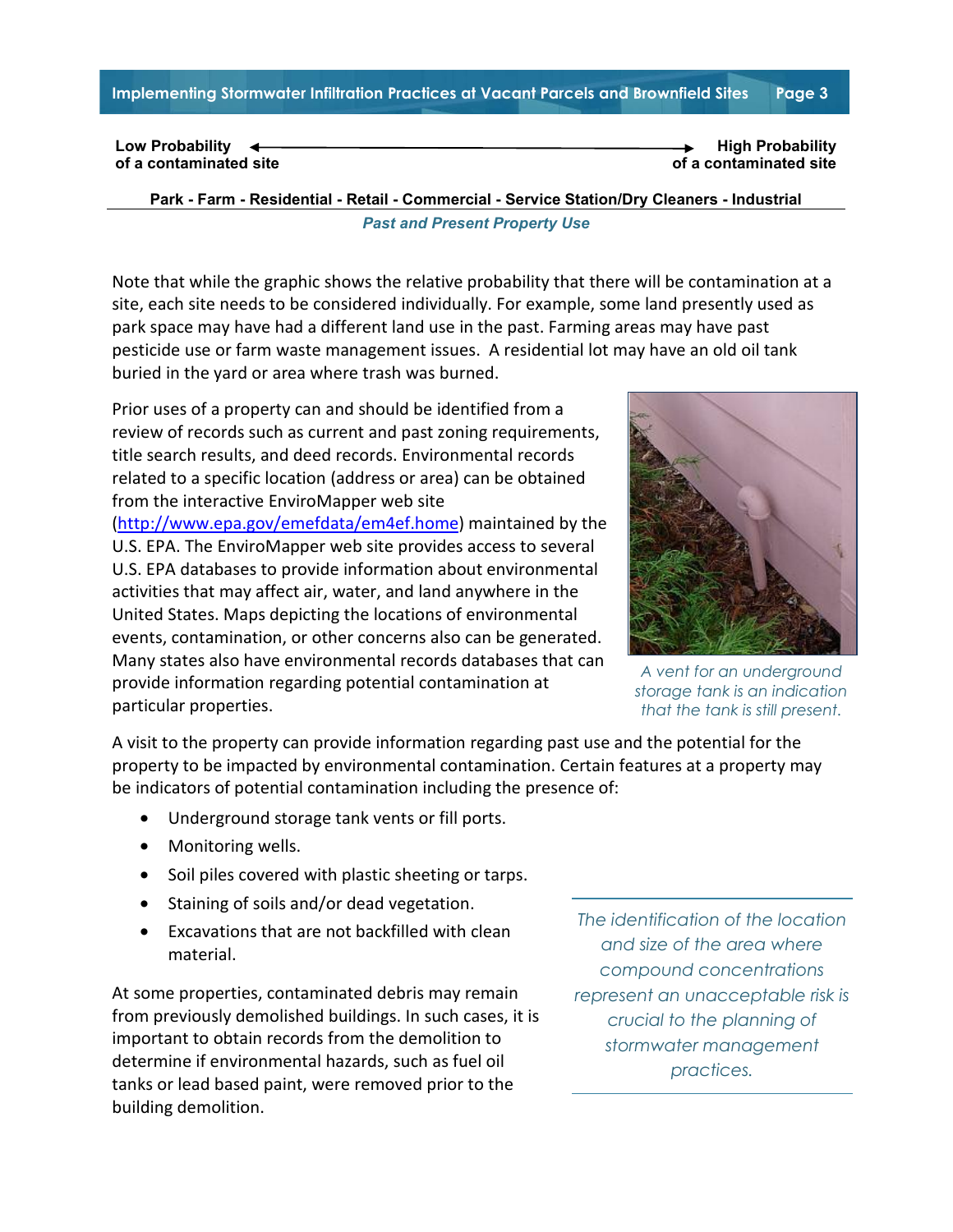**Low Probability of a contaminated site** ← → **High Probability of a contaminated site**

**Park - Farm - Residential - Retail - Commercial - Service Station/Dry Cleaners - Industrial**

***Past and Present Property Use***

Note that while the graphic shows the relative probability that there will be contamination at a site, each site needs to be considered individually. For example, some land presently used as park space may have had a different land use in the past. Farming areas may have past pesticide use or farm waste management issues. A residential lot may have an old oil tank buried in the yard or area where trash was burned.

Prior uses of a property can and should be identified from a review of records such as current and past zoning requirements, title search results, and deed records. Environmental records related to a specific location (address or area) can be obtained from the interactive EnviroMapper web site (http://www.epa.gov/emefdata/em4ef.home) maintained by the U.S. EPA. The EnviroMapper web site provides access to several U.S. EPA databases to provide information about environmental activities that may affect air, water, and land anywhere in the United States. Maps depicting the locations of environmental events, contamination, or other concerns also can be generated. Many states also have environmental records databases that can provide information regarding potential contamination at particular properties.

*A vent for an underground storage tank is an indication that the tank is still present.*

A visit to the property can provide information regarding past use and the potential for the property to be impacted by environmental contamination. Certain features at a property may be indicators of potential contamination including the presence of:

- Underground storage tank vents or fill ports.
- Monitoring wells.
- Soil piles covered with plastic sheeting or tarps.
- Staining of soils and/or dead vegetation.
- Excavations that are not backfilled with clean material.

At some properties, contaminated debris may remain from previously demolished buildings. In such cases, it is important to obtain records from the demolition to determine if environmental hazards, such as fuel oil tanks or lead based paint, were removed prior to the building demolition.

*The identification of the location and size of the area where compound concentrations represent an unacceptable risk is crucial to the planning of stormwater management practices.*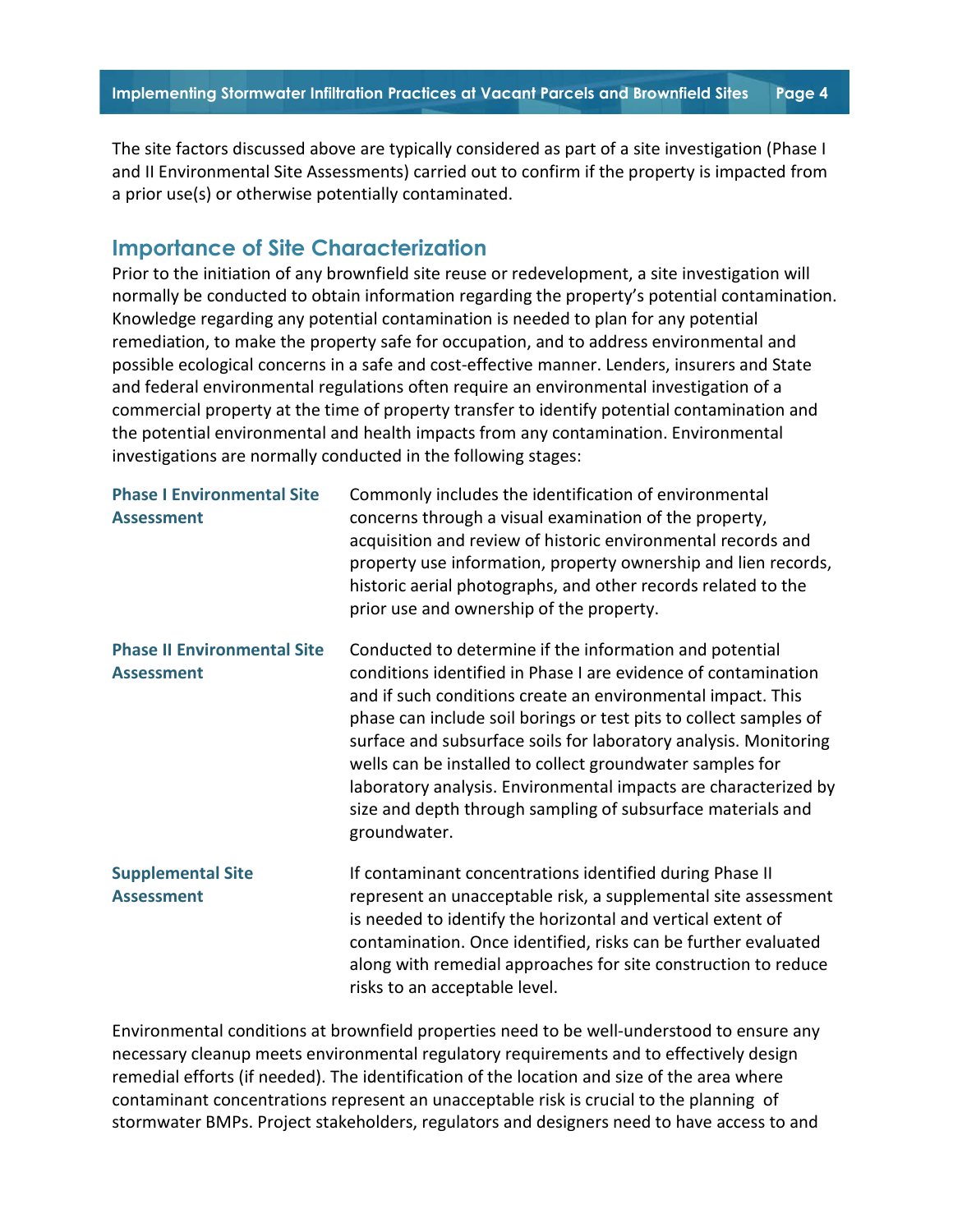The site factors discussed above are typically considered as part of a site investigation (Phase I and II Environmental Site Assessments) carried out to confirm if the property is impacted from a prior use(s) or otherwise potentially contaminated.

## Importance of Site Characterization

Prior to the initiation of any brownfield site reuse or redevelopment, a site investigation will normally be conducted to obtain information regarding the property's potential contamination. Knowledge regarding any potential contamination is needed to plan for any potential remediation, to make the property safe for occupation, and to address environmental and possible ecological concerns in a safe and cost-effective manner. Lenders, insurers and State and federal environmental regulations often require an environmental investigation of a commercial property at the time of property transfer to identify potential contamination and the potential environmental and health impacts from any contamination. Environmental investigations are normally conducted in the following stages:

**Phase I Environmental Site Assessment**
Commonly includes the identification of environmental concerns through a visual examination of the property, acquisition and review of historic environmental records and property use information, property ownership and lien records, historic aerial photographs, and other records related to the prior use and ownership of the property.

**Phase II Environmental Site Assessment**
Conducted to determine if the information and potential conditions identified in Phase I are evidence of contamination and if such conditions create an environmental impact. This phase can include soil borings or test pits to collect samples of surface and subsurface soils for laboratory analysis. Monitoring wells can be installed to collect groundwater samples for laboratory analysis. Environmental impacts are characterized by size and depth through sampling of subsurface materials and groundwater.

**Supplemental Site Assessment**
If contaminant concentrations identified during Phase II represent an unacceptable risk, a supplemental site assessment is needed to identify the horizontal and vertical extent of contamination. Once identified, risks can be further evaluated along with remedial approaches for site construction to reduce risks to an acceptable level.

Environmental conditions at brownfield properties need to be well-understood to ensure any necessary cleanup meets environmental regulatory requirements and to effectively design remedial efforts (if needed). The identification of the location and size of the area where contaminant concentrations represent an unacceptable risk is crucial to the planning of stormwater BMPs. Project stakeholders, regulators and designers need to have access to and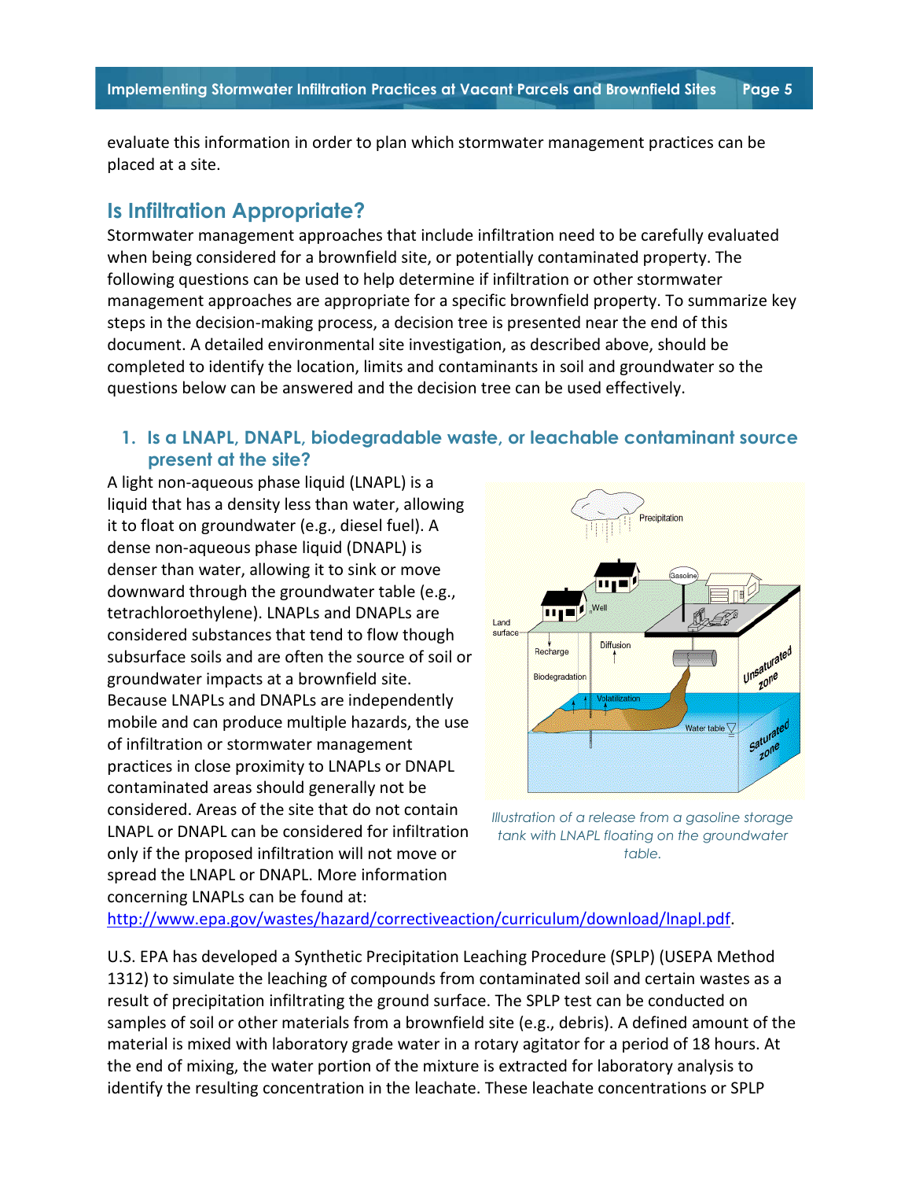evaluate this information in order to plan which stormwater management practices can be placed at a site.

## Is Infiltration Appropriate?

Stormwater management approaches that include infiltration need to be carefully evaluated when being considered for a brownfield site, or potentially contaminated property. The following questions can be used to help determine if infiltration or other stormwater management approaches are appropriate for a specific brownfield property. To summarize key steps in the decision-making process, a decision tree is presented near the end of this document. A detailed environmental site investigation, as described above, should be completed to identify the location, limits and contaminants in soil and groundwater so the questions below can be answered and the decision tree can be used effectively.

### 1. Is a LNAPL, DNAPL, biodegradable waste, or leachable contaminant source present at the site?

A light non-aqueous phase liquid (LNAPL) is a liquid that has a density less than water, allowing it to float on groundwater (e.g., diesel fuel). A dense non-aqueous phase liquid (DNAPL) is denser than water, allowing it to sink or move downward through the groundwater table (e.g., tetrachloroethylene). LNAPLs and DNAPLs are considered substances that tend to flow though subsurface soils and are often the source of soil or groundwater impacts at a brownfield site. Because LNAPLs and DNAPLs are independently mobile and can produce multiple hazards, the use of infiltration or stormwater management practices in close proximity to LNAPLs or DNAPL contaminated areas should generally not be considered. Areas of the site that do not contain LNAPL or DNAPL can be considered for infiltration only if the proposed infiltration will not move or spread the LNAPL or DNAPL. More information concerning LNAPLs can be found at: http://www.epa.gov/wastes/hazard/correctiveaction/curriculum/download/lnapl.pdf.

*Illustration of a release from a gasoline storage tank with LNAPL floating on the groundwater table.*

U.S. EPA has developed a Synthetic Precipitation Leaching Procedure (SPLP) (USEPA Method 1312) to simulate the leaching of compounds from contaminated soil and certain wastes as a result of precipitation infiltrating the ground surface. The SPLP test can be conducted on samples of soil or other materials from a brownfield site (e.g., debris). A defined amount of the material is mixed with laboratory grade water in a rotary agitator for a period of 18 hours. At the end of mixing, the water portion of the mixture is extracted for laboratory analysis to identify the resulting concentration in the leachate. These leachate concentrations or SPLP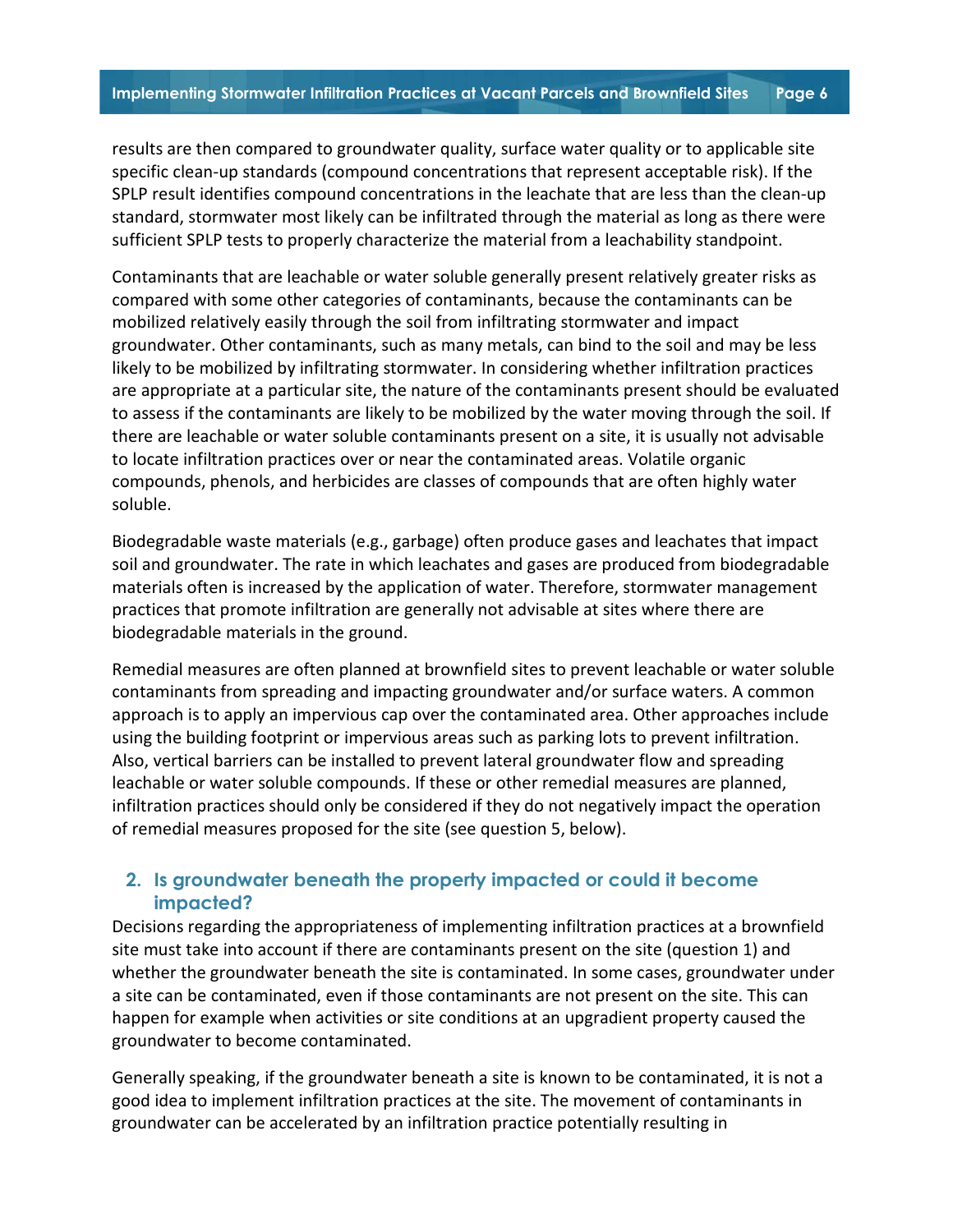results are then compared to groundwater quality, surface water quality or to applicable site specific clean-up standards (compound concentrations that represent acceptable risk). If the SPLP result identifies compound concentrations in the leachate that are less than the clean-up standard, stormwater most likely can be infiltrated through the material as long as there were sufficient SPLP tests to properly characterize the material from a leachability standpoint.

Contaminants that are leachable or water soluble generally present relatively greater risks as compared with some other categories of contaminants, because the contaminants can be mobilized relatively easily through the soil from infiltrating stormwater and impact groundwater. Other contaminants, such as many metals, can bind to the soil and may be less likely to be mobilized by infiltrating stormwater. In considering whether infiltration practices are appropriate at a particular site, the nature of the contaminants present should be evaluated to assess if the contaminants are likely to be mobilized by the water moving through the soil. If there are leachable or water soluble contaminants present on a site, it is usually not advisable to locate infiltration practices over or near the contaminated areas. Volatile organic compounds, phenols, and herbicides are classes of compounds that are often highly water soluble.

Biodegradable waste materials (e.g., garbage) often produce gases and leachates that impact soil and groundwater. The rate in which leachates and gases are produced from biodegradable materials often is increased by the application of water. Therefore, stormwater management practices that promote infiltration are generally not advisable at sites where there are biodegradable materials in the ground.

Remedial measures are often planned at brownfield sites to prevent leachable or water soluble contaminants from spreading and impacting groundwater and/or surface waters. A common approach is to apply an impervious cap over the contaminated area. Other approaches include using the building footprint or impervious areas such as parking lots to prevent infiltration. Also, vertical barriers can be installed to prevent lateral groundwater flow and spreading leachable or water soluble compounds. If these or other remedial measures are planned, infiltration practices should only be considered if they do not negatively impact the operation of remedial measures proposed for the site (see question 5, below).

## 2. Is groundwater beneath the property impacted or could it become impacted?

Decisions regarding the appropriateness of implementing infiltration practices at a brownfield site must take into account if there are contaminants present on the site (question 1) and whether the groundwater beneath the site is contaminated. In some cases, groundwater under a site can be contaminated, even if those contaminants are not present on the site. This can happen for example when activities or site conditions at an upgradient property caused the groundwater to become contaminated.

Generally speaking, if the groundwater beneath a site is known to be contaminated, it is not a good idea to implement infiltration practices at the site. The movement of contaminants in groundwater can be accelerated by an infiltration practice potentially resulting in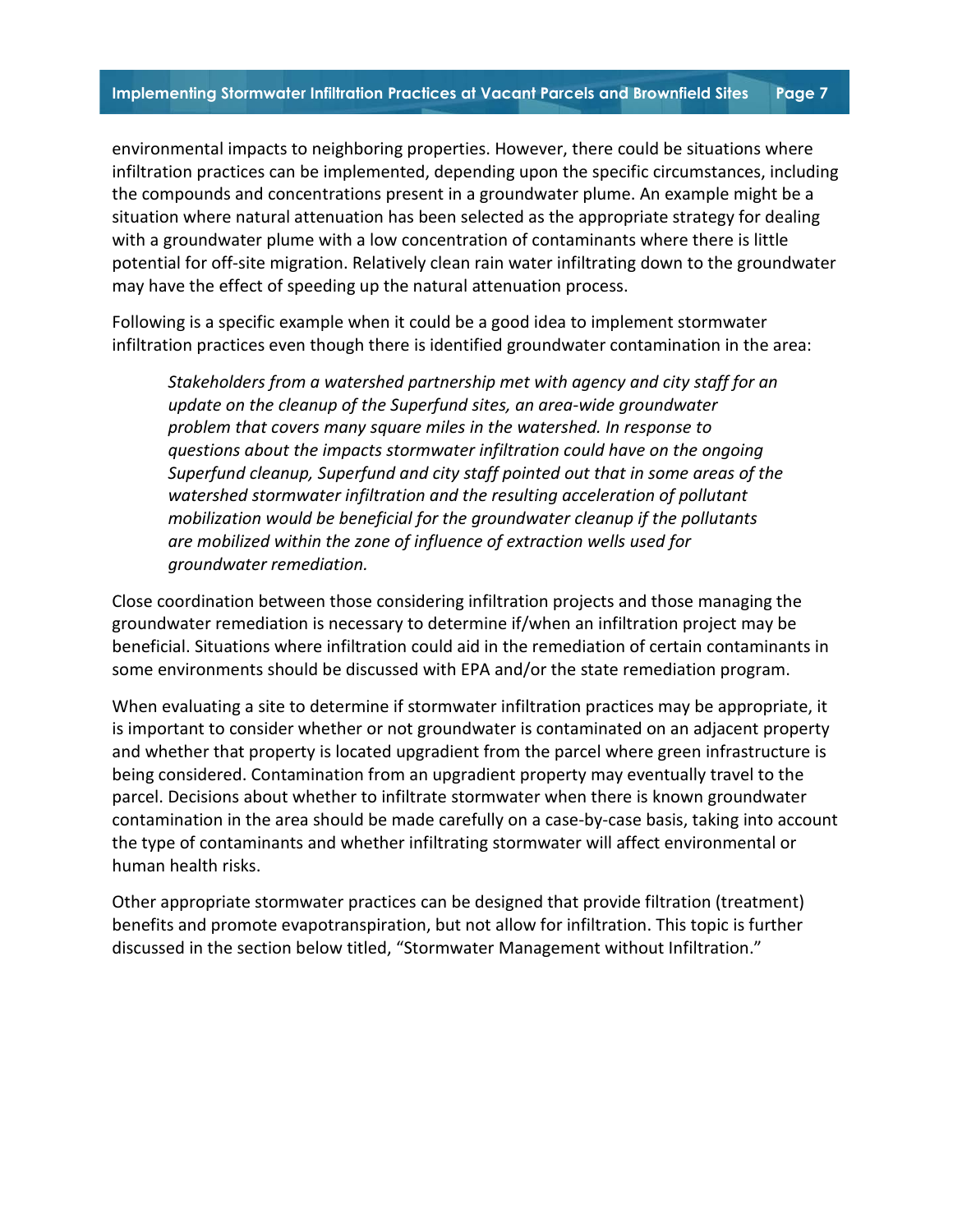environmental impacts to neighboring properties. However, there could be situations where infiltration practices can be implemented, depending upon the specific circumstances, including the compounds and concentrations present in a groundwater plume. An example might be a situation where natural attenuation has been selected as the appropriate strategy for dealing with a groundwater plume with a low concentration of contaminants where there is little potential for off-site migration. Relatively clean rain water infiltrating down to the groundwater may have the effect of speeding up the natural attenuation process.

Following is a specific example when it could be a good idea to implement stormwater infiltration practices even though there is identified groundwater contamination in the area:

> *Stakeholders from a watershed partnership met with agency and city staff for an update on the cleanup of the Superfund sites, an area-wide groundwater problem that covers many square miles in the watershed. In response to questions about the impacts stormwater infiltration could have on the ongoing Superfund cleanup, Superfund and city staff pointed out that in some areas of the watershed stormwater infiltration and the resulting acceleration of pollutant mobilization would be beneficial for the groundwater cleanup if the pollutants are mobilized within the zone of influence of extraction wells used for groundwater remediation.*

Close coordination between those considering infiltration projects and those managing the groundwater remediation is necessary to determine if/when an infiltration project may be beneficial. Situations where infiltration could aid in the remediation of certain contaminants in some environments should be discussed with EPA and/or the state remediation program.

When evaluating a site to determine if stormwater infiltration practices may be appropriate, it is important to consider whether or not groundwater is contaminated on an adjacent property and whether that property is located upgradient from the parcel where green infrastructure is being considered. Contamination from an upgradient property may eventually travel to the parcel. Decisions about whether to infiltrate stormwater when there is known groundwater contamination in the area should be made carefully on a case-by-case basis, taking into account the type of contaminants and whether infiltrating stormwater will affect environmental or human health risks.

Other appropriate stormwater practices can be designed that provide filtration (treatment) benefits and promote evapotranspiration, but not allow for infiltration. This topic is further discussed in the section below titled, "Stormwater Management without Infiltration."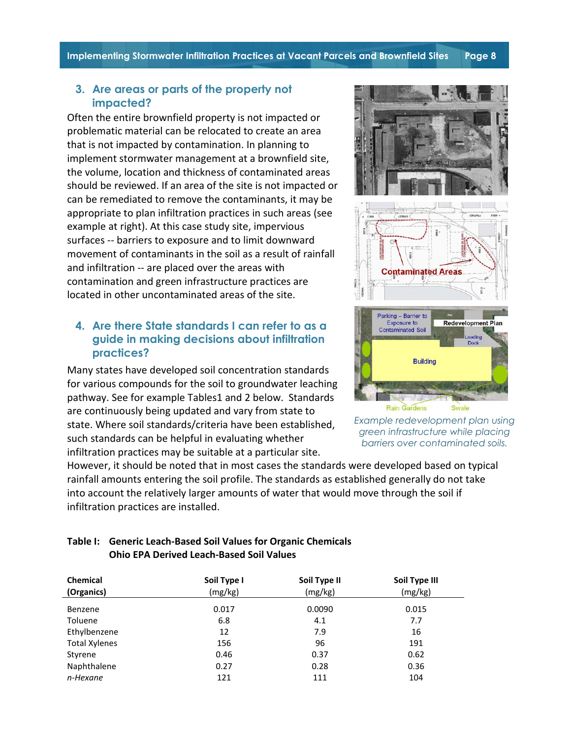### 3. Are areas or parts of the property not impacted?

Often the entire brownfield property is not impacted or problematic material can be relocated to create an area that is not impacted by contamination. In planning to implement stormwater management at a brownfield site, the volume, location and thickness of contaminated areas should be reviewed. If an area of the site is not impacted or can be remediated to remove the contaminants, it may be appropriate to plan infiltration practices in such areas (see example at right). At this case study site, impervious surfaces -- barriers to exposure and to limit downward movement of contaminants in the soil as a result of rainfall and infiltration -- are placed over the areas with contamination and green infrastructure practices are located in other uncontaminated areas of the site.

*Example redevelopment plan using green infrastructure while placing barriers over contaminated soils.*

### 4. Are there State standards I can refer to as a guide in making decisions about infiltration practices?

Many states have developed soil concentration standards for various compounds for the soil to groundwater leaching pathway. See for example Tables1 and 2 below. Standards are continuously being updated and vary from state to state. Where soil standards/criteria have been established, such standards can be helpful in evaluating whether infiltration practices may be suitable at a particular site. However, it should be noted that in most cases the standards were developed based on typical rainfall amounts entering the soil profile. The standards as established generally do not take into account the relatively larger amounts of water that would move through the soil if infiltration practices are installed.

**Table I: Generic Leach-Based Soil Values for Organic Chemicals**
**Ohio EPA Derived Leach-Based Soil Values**

| Chemical (Organics) | Soil Type I (mg/kg) | Soil Type II (mg/kg) | Soil Type III (mg/kg) |
|---|---|---|---|
| Benzene | 0.017 | 0.0090 | 0.015 |
| Toluene | 6.8 | 4.1 | 7.7 |
| Ethylbenzene | 12 | 7.9 | 16 |
| Total Xylenes | 156 | 96 | 191 |
| Styrene | 0.46 | 0.37 | 0.62 |
| Naphthalene | 0.27 | 0.28 | 0.36 |
| *n-Hexane* | 121 | 111 | 104 |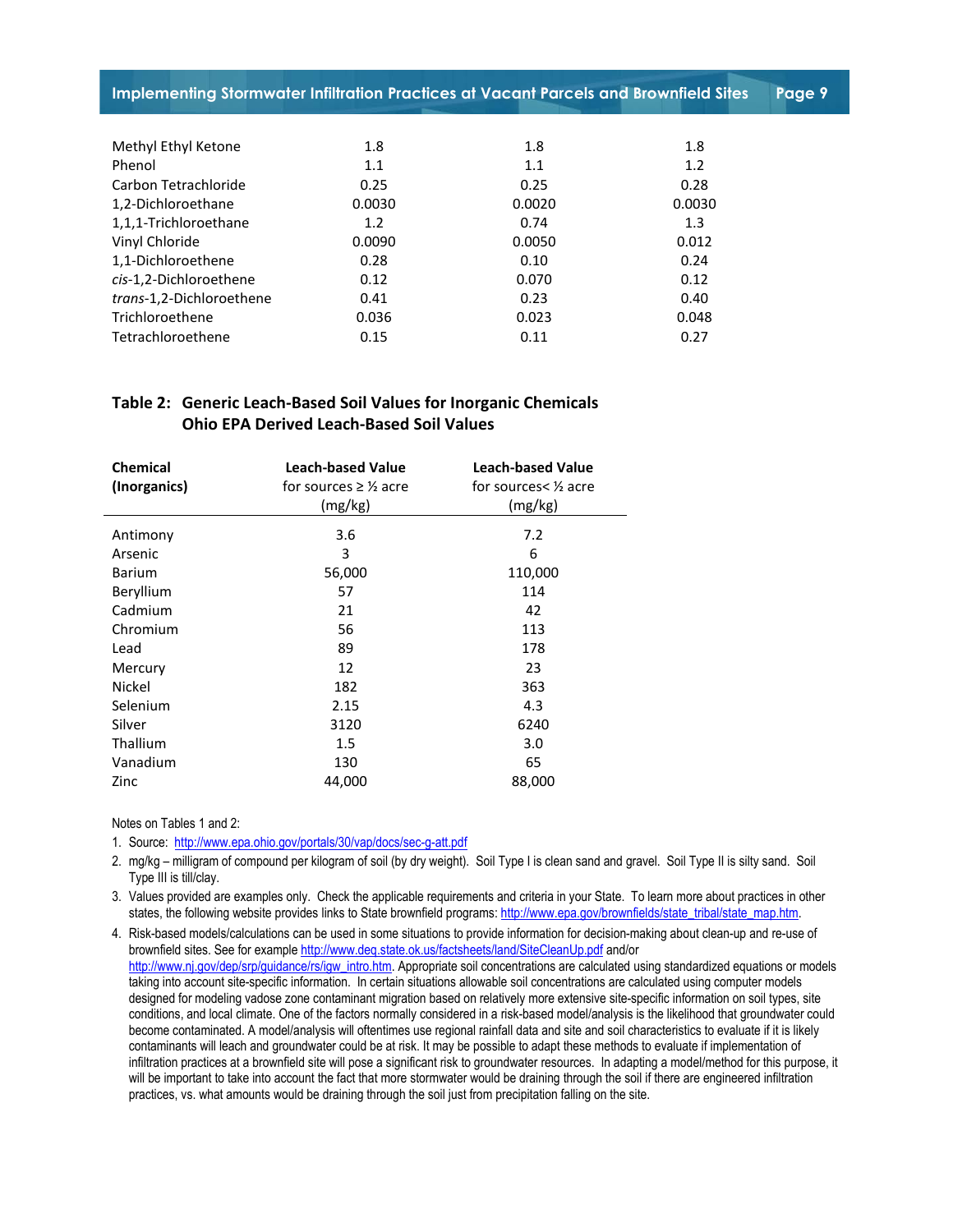| | | | |
|---|---|---|---|
| Methyl Ethyl Ketone | 1.8 | 1.8 | 1.8 |
| Phenol | 1.1 | 1.1 | 1.2 |
| Carbon Tetrachloride | 0.25 | 0.25 | 0.28 |
| 1,2-Dichloroethane | 0.0030 | 0.0020 | 0.0030 |
| 1,1,1-Trichloroethane | 1.2 | 0.74 | 1.3 |
| Vinyl Chloride | 0.0090 | 0.0050 | 0.012 |
| 1,1-Dichloroethene | 0.28 | 0.10 | 0.24 |
| *cis*-1,2-Dichloroethene | 0.12 | 0.070 | 0.12 |
| *trans*-1,2-Dichloroethene | 0.41 | 0.23 | 0.40 |
| Trichloroethene | 0.036 | 0.023 | 0.048 |
| Tetrachloroethene | 0.15 | 0.11 | 0.27 |

**Table 2: Generic Leach-Based Soil Values for Inorganic Chemicals Ohio EPA Derived Leach-Based Soil Values**

| **Chemical (Inorganics)** | **Leach-based Value** for sources ≥ ½ acre (mg/kg) | **Leach-based Value** for sources< ½ acre (mg/kg) |
|---|---|---|
| Antimony | 3.6 | 7.2 |
| Arsenic | 3 | 6 |
| Barium | 56,000 | 110,000 |
| Beryllium | 57 | 114 |
| Cadmium | 21 | 42 |
| Chromium | 56 | 113 |
| Lead | 89 | 178 |
| Mercury | 12 | 23 |
| Nickel | 182 | 363 |
| Selenium | 2.15 | 4.3 |
| Silver | 3120 | 6240 |
| Thallium | 1.5 | 3.0 |
| Vanadium | 130 | 65 |
| Zinc | 44,000 | 88,000 |

Notes on Tables 1 and 2:

1. Source: http://www.epa.ohio.gov/portals/30/vap/docs/sec-g-att.pdf
2. mg/kg – milligram of compound per kilogram of soil (by dry weight). Soil Type I is clean sand and gravel. Soil Type II is silty sand. Soil Type III is till/clay.
3. Values provided are examples only. Check the applicable requirements and criteria in your State. To learn more about practices in other states, the following website provides links to State brownfield programs: http://www.epa.gov/brownfields/state_tribal/state_map.htm.
4. Risk-based models/calculations can be used in some situations to provide information for decision-making about clean-up and re-use of brownfield sites. See for example http://www.deq.state.ok.us/factsheets/land/SiteCleanUp.pdf and/or http://www.nj.gov/dep/srp/guidance/rs/igw_intro.htm. Appropriate soil concentrations are calculated using standardized equations or models taking into account site-specific information. In certain situations allowable soil concentrations are calculated using computer models designed for modeling vadose zone contaminant migration based on relatively more extensive site-specific information on soil types, site conditions, and local climate. One of the factors normally considered in a risk-based model/analysis is the likelihood that groundwater could become contaminated. A model/analysis will oftentimes use regional rainfall data and site and soil characteristics to evaluate if it is likely contaminants will leach and groundwater could be at risk. It may be possible to adapt these methods to evaluate if implementation of infiltration practices at a brownfield site will pose a significant risk to groundwater resources. In adapting a model/method for this purpose, it will be important to take into account the fact that more stormwater would be draining through the soil if there are engineered infiltration practices, vs. what amounts would be draining through the soil just from precipitation falling on the site.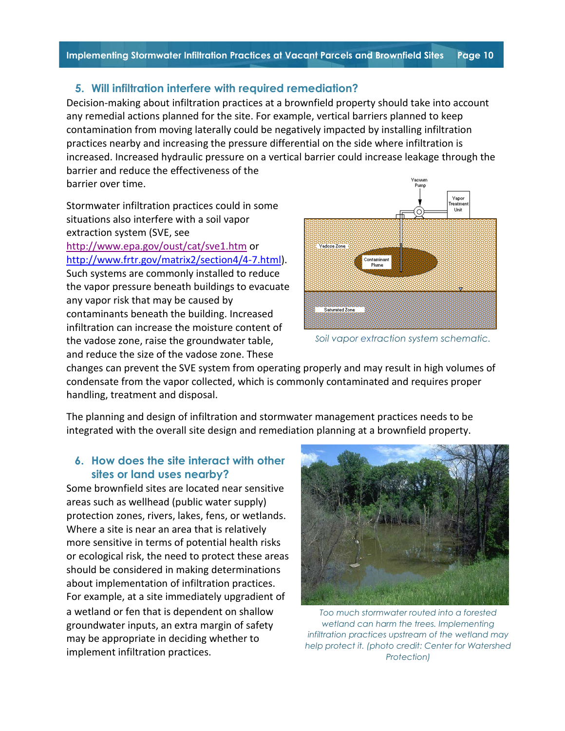## 5. Will infiltration interfere with required remediation?

Decision-making about infiltration practices at a brownfield property should take into account any remedial actions planned for the site. For example, vertical barriers planned to keep contamination from moving laterally could be negatively impacted by installing infiltration practices nearby and increasing the pressure differential on the side where infiltration is increased. Increased hydraulic pressure on a vertical barrier could increase leakage through the barrier and reduce the effectiveness of the barrier over time.

Stormwater infiltration practices could in some situations also interfere with a soil vapor extraction system (SVE, see http://www.epa.gov/oust/cat/sve1.htm or http://www.frtr.gov/matrix2/section4/4-7.html). Such systems are commonly installed to reduce the vapor pressure beneath buildings to evacuate any vapor risk that may be caused by contaminants beneath the building. Increased infiltration can increase the moisture content of the vadose zone, raise the groundwater table, and reduce the size of the vadose zone. These changes can prevent the SVE system from operating properly and may result in high volumes of condensate from the vapor collected, which is commonly contaminated and requires proper handling, treatment and disposal.

*Soil vapor extraction system schematic.*

The planning and design of infiltration and stormwater management practices needs to be integrated with the overall site design and remediation planning at a brownfield property.

## 6. How does the site interact with other sites or land uses nearby?

Some brownfield sites are located near sensitive areas such as wellhead (public water supply) protection zones, rivers, lakes, fens, or wetlands. Where a site is near an area that is relatively more sensitive in terms of potential health risks or ecological risk, the need to protect these areas should be considered in making determinations about implementation of infiltration practices. For example, at a site immediately upgradient of a wetland or fen that is dependent on shallow groundwater inputs, an extra margin of safety may be appropriate in deciding whether to implement infiltration practices.

*Too much stormwater routed into a forested wetland can harm the trees. Implementing infiltration practices upstream of the wetland may help protect it. (photo credit: Center for Watershed Protection)*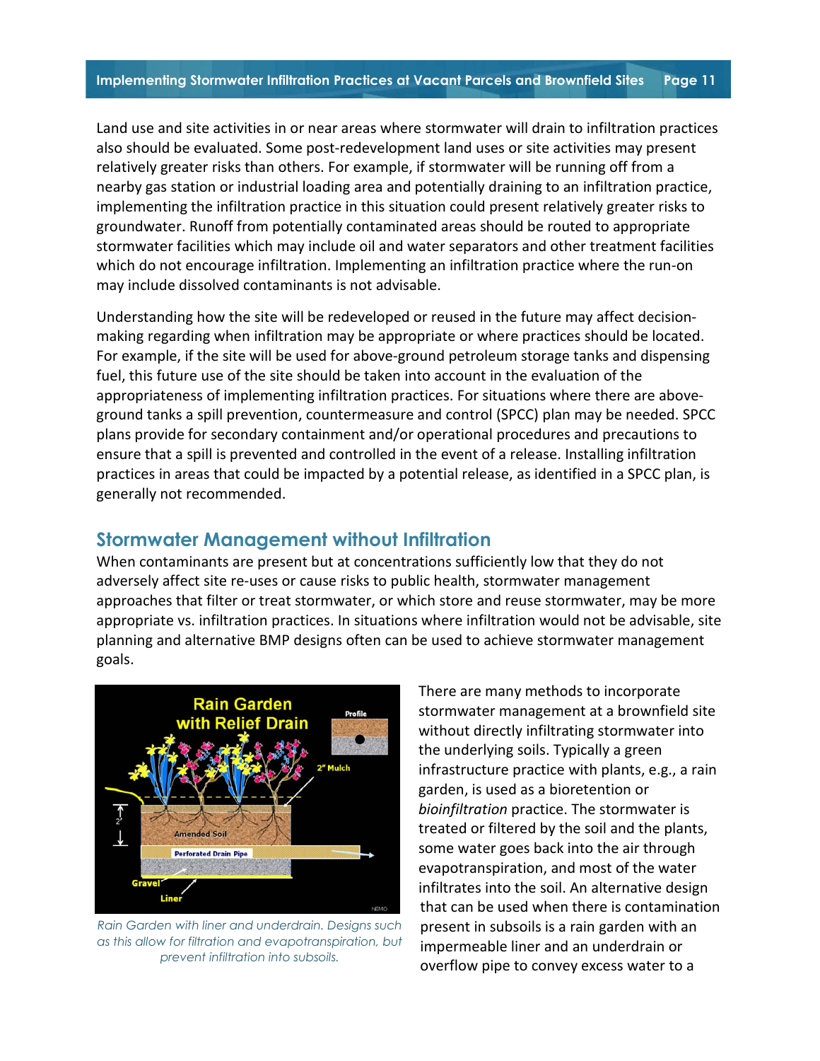Land use and site activities in or near areas where stormwater will drain to infiltration practices also should be evaluated. Some post-redevelopment land uses or site activities may present relatively greater risks than others. For example, if stormwater will be running off from a nearby gas station or industrial loading area and potentially draining to an infiltration practice, implementing the infiltration practice in this situation could present relatively greater risks to groundwater. Runoff from potentially contaminated areas should be routed to appropriate stormwater facilities which may include oil and water separators and other treatment facilities which do not encourage infiltration. Implementing an infiltration practice where the run-on may include dissolved contaminants is not advisable.

Understanding how the site will be redeveloped or reused in the future may affect decision-making regarding when infiltration may be appropriate or where practices should be located. For example, if the site will be used for above-ground petroleum storage tanks and dispensing fuel, this future use of the site should be taken into account in the evaluation of the appropriateness of implementing infiltration practices. For situations where there are above-ground tanks a spill prevention, countermeasure and control (SPCC) plan may be needed. SPCC plans provide for secondary containment and/or operational procedures and precautions to ensure that a spill is prevented and controlled in the event of a release. Installing infiltration practices in areas that could be impacted by a potential release, as identified in a SPCC plan, is generally not recommended.

## Stormwater Management without Infiltration

When contaminants are present but at concentrations sufficiently low that they do not adversely affect site re-uses or cause risks to public health, stormwater management approaches that filter or treat stormwater, or which store and reuse stormwater, may be more appropriate vs. infiltration practices. In situations where infiltration would not be advisable, site planning and alternative BMP designs often can be used to achieve stormwater management goals.

*Rain Garden with liner and underdrain. Designs such as this allow for filtration and evapotranspiration, but prevent infiltration into subsoils.*

There are many methods to incorporate stormwater management at a brownfield site without directly infiltrating stormwater into the underlying soils. Typically a green infrastructure practice with plants, e.g., a rain garden, is used as a bioretention or *bioinfiltration* practice. The stormwater is treated or filtered by the soil and the plants, some water goes back into the air through evapotranspiration, and most of the water infiltrates into the soil. An alternative design that can be used when there is contamination present in subsoils is a rain garden with an impermeable liner and an underdrain or overflow pipe to convey excess water to a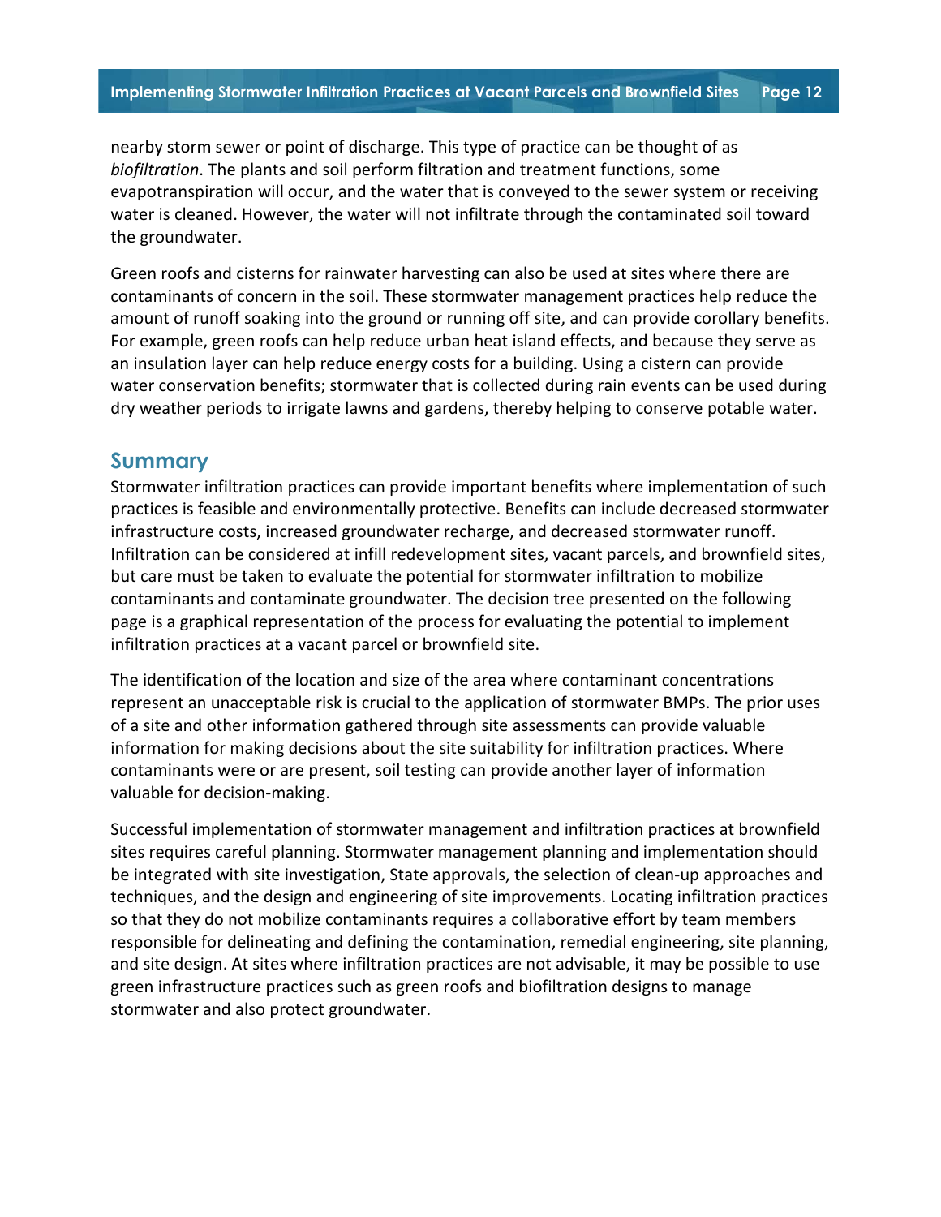nearby storm sewer or point of discharge. This type of practice can be thought of as *biofiltration*. The plants and soil perform filtration and treatment functions, some evapotranspiration will occur, and the water that is conveyed to the sewer system or receiving water is cleaned. However, the water will not infiltrate through the contaminated soil toward the groundwater.

Green roofs and cisterns for rainwater harvesting can also be used at sites where there are contaminants of concern in the soil. These stormwater management practices help reduce the amount of runoff soaking into the ground or running off site, and can provide corollary benefits. For example, green roofs can help reduce urban heat island effects, and because they serve as an insulation layer can help reduce energy costs for a building. Using a cistern can provide water conservation benefits; stormwater that is collected during rain events can be used during dry weather periods to irrigate lawns and gardens, thereby helping to conserve potable water.

## Summary

Stormwater infiltration practices can provide important benefits where implementation of such practices is feasible and environmentally protective. Benefits can include decreased stormwater infrastructure costs, increased groundwater recharge, and decreased stormwater runoff. Infiltration can be considered at infill redevelopment sites, vacant parcels, and brownfield sites, but care must be taken to evaluate the potential for stormwater infiltration to mobilize contaminants and contaminate groundwater. The decision tree presented on the following page is a graphical representation of the process for evaluating the potential to implement infiltration practices at a vacant parcel or brownfield site.

The identification of the location and size of the area where contaminant concentrations represent an unacceptable risk is crucial to the application of stormwater BMPs. The prior uses of a site and other information gathered through site assessments can provide valuable information for making decisions about the site suitability for infiltration practices. Where contaminants were or are present, soil testing can provide another layer of information valuable for decision-making.

Successful implementation of stormwater management and infiltration practices at brownfield sites requires careful planning. Stormwater management planning and implementation should be integrated with site investigation, State approvals, the selection of clean-up approaches and techniques, and the design and engineering of site improvements. Locating infiltration practices so that they do not mobilize contaminants requires a collaborative effort by team members responsible for delineating and defining the contamination, remedial engineering, site planning, and site design. At sites where infiltration practices are not advisable, it may be possible to use green infrastructure practices such as green roofs and biofiltration designs to manage stormwater and also protect groundwater.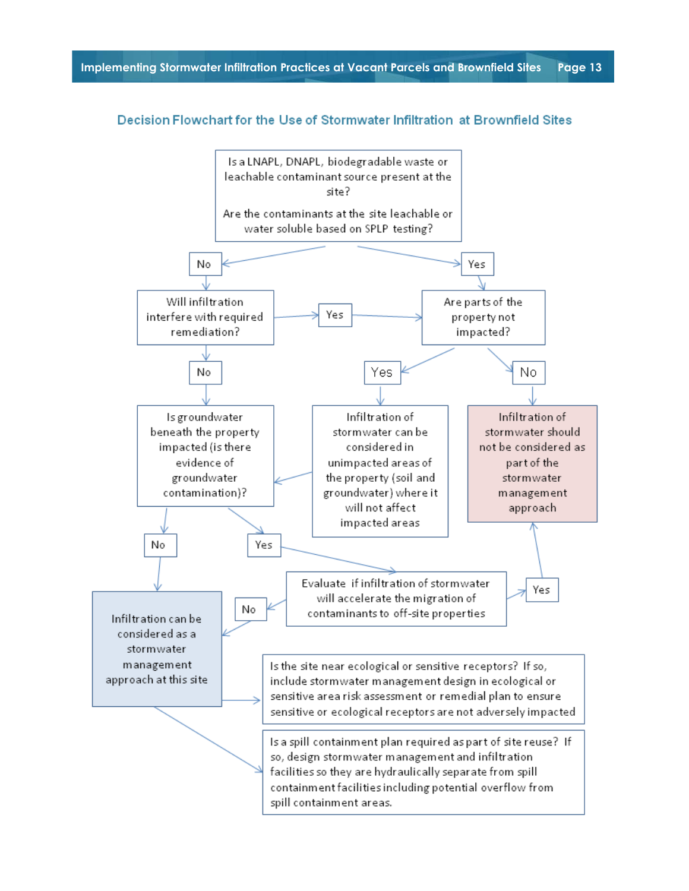## Decision Flowchart for the Use of Stormwater Infiltration at Brownfield Sites

Is a LNAPL, DNAPL, biodegradable waste or leachable contaminant source present at the site?

Are the contaminants at the site leachable or water soluble based on SPLP testing?

No

Yes

Will infiltration interfere with required remediation?

Yes

Are parts of the property not impacted?

No

Yes

No

Is groundwater beneath the property impacted (is there evidence of groundwater contamination)?

Infiltration of stormwater can be considered in unimpacted areas of the property (soil and groundwater) where it will not affect impacted areas

Infiltration of stormwater should not be considered as part of the stormwater management approach

No

Yes

Evaluate if infiltration of stormwater will accelerate the migration of contaminants to off-site properties

No

Yes

Infiltration can be considered as a stormwater management approach at this site

Is the site near ecological or sensitive receptors? If so, include stormwater management design in ecological or sensitive area risk assessment or remedial plan to ensure sensitive or ecological receptors are not adversely impacted

Is a spill containment plan required as part of site reuse? If so, design stormwater management and infiltration facilities so they are hydraulically separate from spill containment facilities including potential overflow from spill containment areas.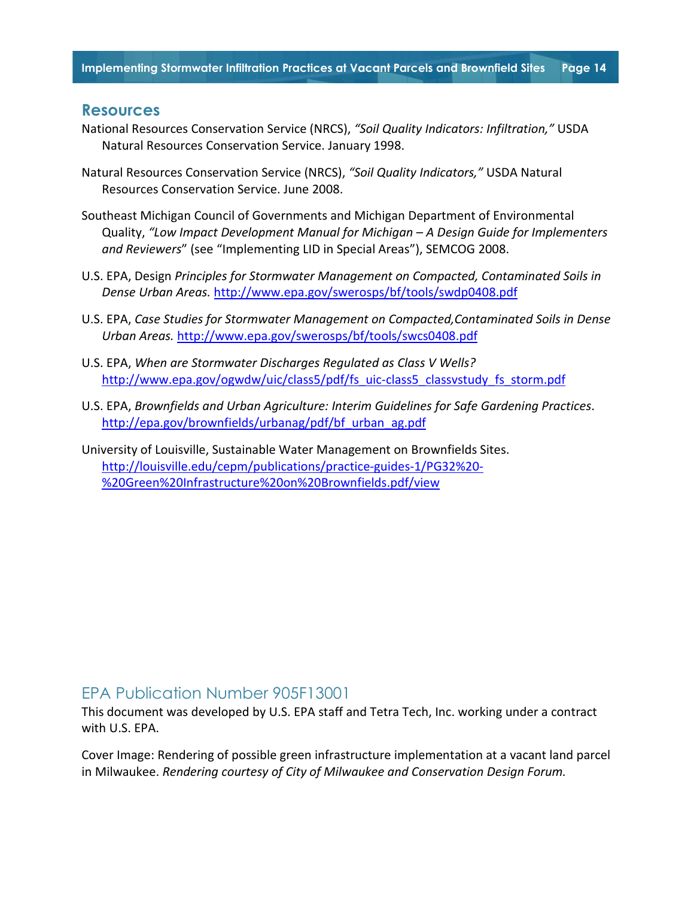## Resources

National Resources Conservation Service (NRCS), *"Soil Quality Indicators: Infiltration,"* USDA Natural Resources Conservation Service. January 1998.

Natural Resources Conservation Service (NRCS), *"Soil Quality Indicators,"* USDA Natural Resources Conservation Service. June 2008.

Southeast Michigan Council of Governments and Michigan Department of Environmental Quality, *"Low Impact Development Manual for Michigan – A Design Guide for Implementers and Reviewers*" (see "Implementing LID in Special Areas"), SEMCOG 2008.

U.S. EPA, Design *Principles for Stormwater Management on Compacted, Contaminated Soils in Dense Urban Areas.* http://www.epa.gov/swerosps/bf/tools/swdp0408.pdf

U.S. EPA, *Case Studies for Stormwater Management on Compacted,Contaminated Soils in Dense Urban Areas.* http://www.epa.gov/swerosps/bf/tools/swcs0408.pdf

U.S. EPA, *When are Stormwater Discharges Regulated as Class V Wells?* http://www.epa.gov/ogwdw/uic/class5/pdf/fs_uic-class5_classvstudy_fs_storm.pdf

U.S. EPA, *Brownfields and Urban Agriculture: Interim Guidelines for Safe Gardening Practices*. http://epa.gov/brownfields/urbanag/pdf/bf_urban_ag.pdf

University of Louisville, Sustainable Water Management on Brownfields Sites. http://louisville.edu/cepm/publications/practice-guides-1/PG32%20-%20Green%20Infrastructure%20on%20Brownfields.pdf/view

## EPA Publication Number 905F13001

This document was developed by U.S. EPA staff and Tetra Tech, Inc. working under a contract with U.S. EPA.

Cover Image: Rendering of possible green infrastructure implementation at a vacant land parcel in Milwaukee. *Rendering courtesy of City of Milwaukee and Conservation Design Forum.*